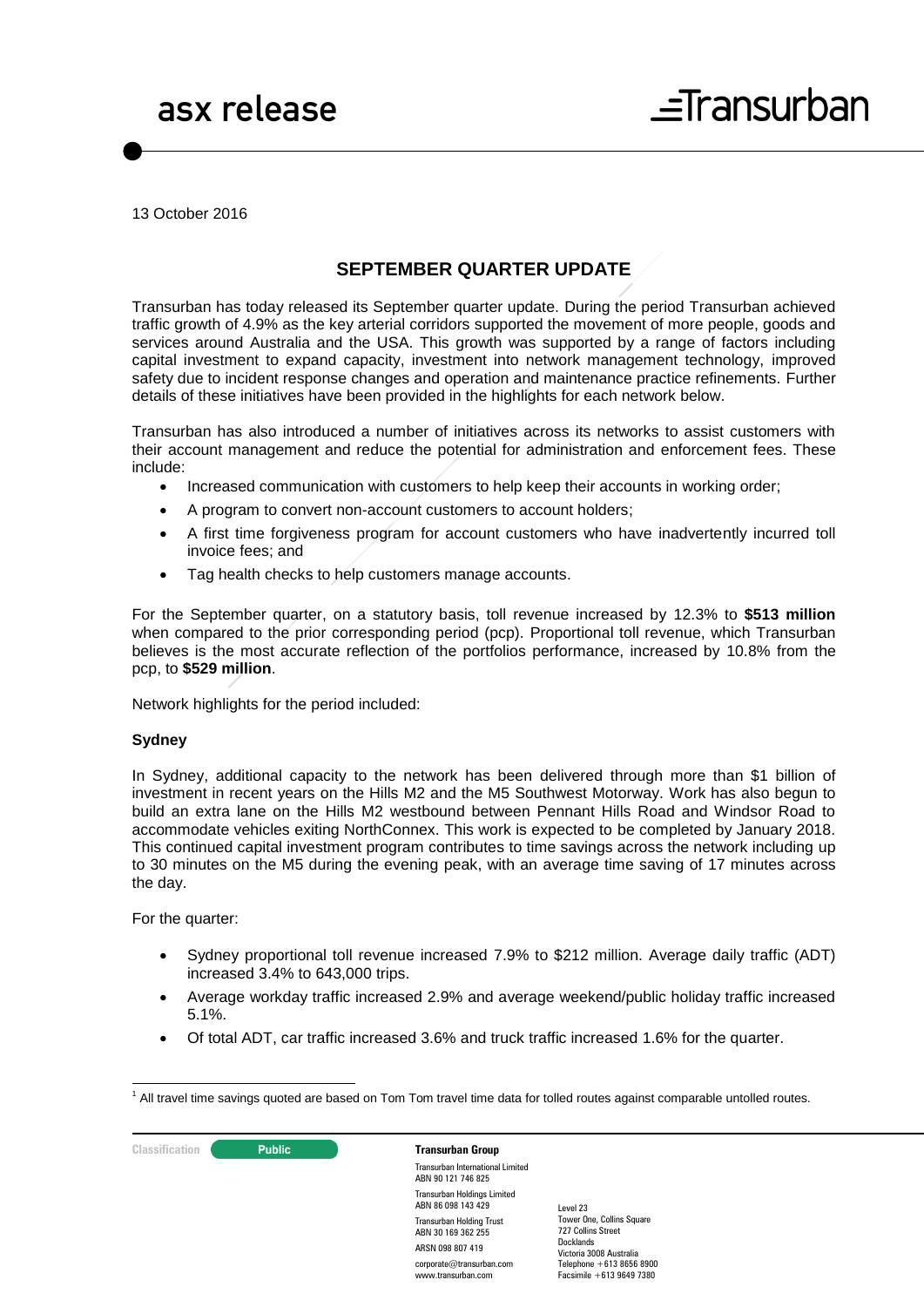asx release

Transurban

13 October 2016

## SEPTEMBER QUARTER UPDATE

Transurban has today released its September quarter update. During the period Transurban achieved traffic growth of 4.9% as the key arterial corridors supported the movement of more people, goods and services around Australia and the USA. This growth was supported by a range of factors including capital investment to expand capacity, investment into network management technology, improved safety due to incident response changes and operation and maintenance practice refinements. Further details of these initiatives have been provided in the highlights for each network below.

Transurban has also introduced a number of initiatives across its networks to assist customers with their account management and reduce the potential for administration and enforcement fees. These include:

- Increased communication with customers to help keep their accounts in working order;
- A program to convert non-account customers to account holders;
- A first time forgiveness program for account customers who have inadvertently incurred toll invoice fees; and
- Tag health checks to help customers manage accounts.

For the September quarter, on a statutory basis, toll revenue increased by 12.3% to **$513 million** when compared to the prior corresponding period (pcp). Proportional toll revenue, which Transurban believes is the most accurate reflection of the portfolios performance, increased by 10.8% from the pcp, to **$529 million**.

Network highlights for the period included:

**Sydney**

In Sydney, additional capacity to the network has been delivered through more than $1 billion of investment in recent years on the Hills M2 and the M5 Southwest Motorway. Work has also begun to build an extra lane on the Hills M2 westbound between Pennant Hills Road and Windsor Road to accommodate vehicles exiting NorthConnex. This work is expected to be completed by January 2018. This continued capital investment program contributes to time savings across the network including up to 30 minutes on the M5 during the evening peak, with an average time saving of 17 minutes across the day.

For the quarter:

- Sydney proportional toll revenue increased 7.9% to $212 million. Average daily traffic (ADT) increased 3.4% to 643,000 trips.
- Average workday traffic increased 2.9% and average weekend/public holiday traffic increased 5.1%.
- Of total ADT, car traffic increased 3.6% and truck traffic increased 1.6% for the quarter.

[1] All travel time savings quoted are based on Tom Tom travel time data for tolled routes against comparable untolled routes.

Classification: Public

**Transurban Group**

Transurban International Limited
ABN 90 121 746 825

Transurban Holdings Limited
ABN 86 098 143 429

Transurban Holding Trust
ABN 30 169 362 255
ARSN 098 807 419

corporate@transurban.com
www.transurban.com

Level 23
Tower One, Collins Square
727 Collins Street
Docklands
Victoria 3008 Australia
Telephone +613 8656 8900
Facsimile +613 9649 7380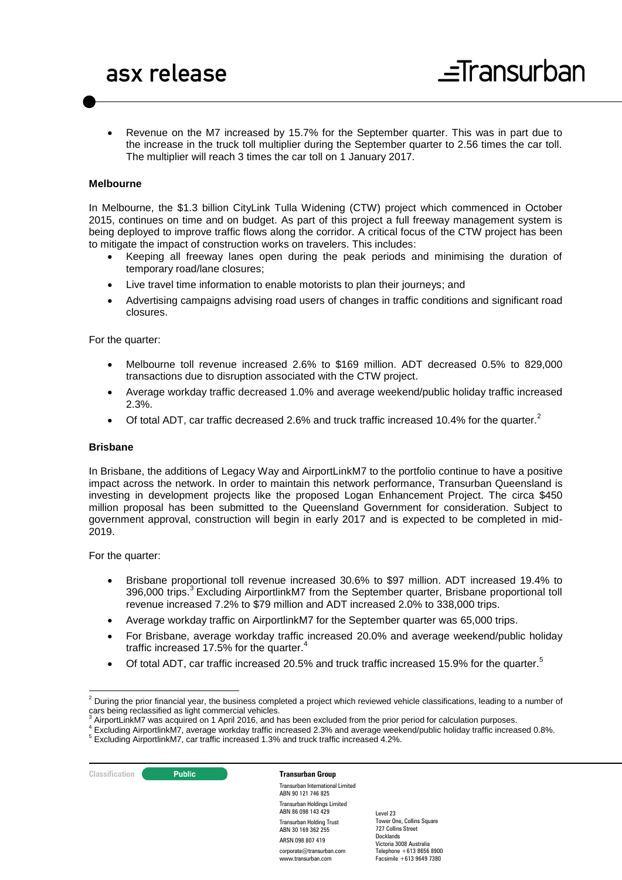- Revenue on the M7 increased by 15.7% for the September quarter. This was in part due to the increase in the truck toll multiplier during the September quarter to 2.56 times the car toll. The multiplier will reach 3 times the car toll on 1 January 2017.

**Melbourne**

In Melbourne, the $1.3 billion CityLink Tulla Widening (CTW) project which commenced in October 2015, continues on time and on budget. As part of this project a full freeway management system is being deployed to improve traffic flows along the corridor. A critical focus of the CTW project has been to mitigate the impact of construction works on travelers. This includes:

- Keeping all freeway lanes open during the peak periods and minimising the duration of temporary road/lane closures;
- Live travel time information to enable motorists to plan their journeys; and
- Advertising campaigns advising road users of changes in traffic conditions and significant road closures.

For the quarter:

- Melbourne toll revenue increased 2.6% to $169 million. ADT decreased 0.5% to 829,000 transactions due to disruption associated with the CTW project.
- Average workday traffic decreased 1.0% and average weekend/public holiday traffic increased 2.3%.
- Of total ADT, car traffic decreased 2.6% and truck traffic increased 10.4% for the quarter.[2]

**Brisbane**

In Brisbane, the additions of Legacy Way and AirportLinkM7 to the portfolio continue to have a positive impact across the network. In order to maintain this network performance, Transurban Queensland is investing in development projects like the proposed Logan Enhancement Project. The circa $450 million proposal has been submitted to the Queensland Government for consideration. Subject to government approval, construction will begin in early 2017 and is expected to be completed in mid-2019.

For the quarter:

- Brisbane proportional toll revenue increased 30.6% to $97 million. ADT increased 19.4% to 396,000 trips.[3] Excluding AirportlinkM7 from the September quarter, Brisbane proportional toll revenue increased 7.2% to $79 million and ADT increased 2.0% to 338,000 trips.
- Average workday traffic on AirportlinkM7 for the September quarter was 65,000 trips.
- For Brisbane, average workday traffic increased 20.0% and average weekend/public holiday traffic increased 17.5% for the quarter.[4]
- Of total ADT, car traffic increased 20.5% and truck traffic increased 15.9% for the quarter.[5]

---

[2] During the prior financial year, the business completed a project which reviewed vehicle classifications, leading to a number of cars being reclassified as light commercial vehicles.

[3] AirportLinkM7 was acquired on 1 April 2016, and has been excluded from the prior period for calculation purposes.

[4] Excluding AirportlinkM7, average workday traffic increased 2.3% and average weekend/public holiday traffic increased 0.8%.

[5] Excluding AirportlinkM7, car traffic increased 1.3% and truck traffic increased 4.2%.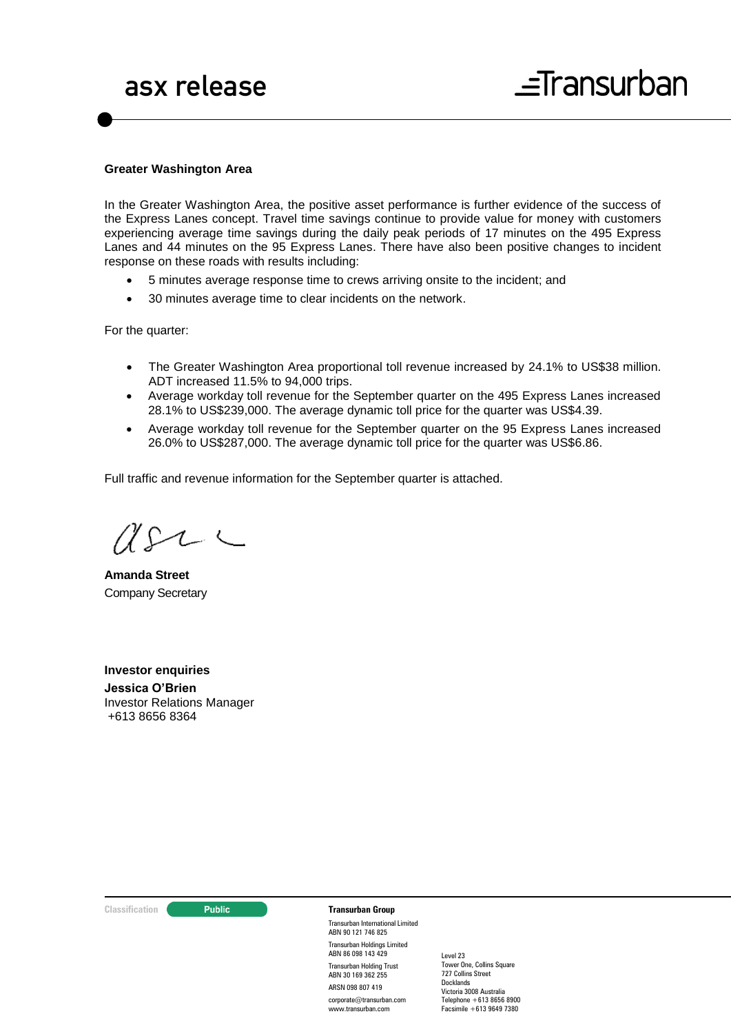**Greater Washington Area**

In the Greater Washington Area, the positive asset performance is further evidence of the success of the Express Lanes concept. Travel time savings continue to provide value for money with customers experiencing average time savings during the daily peak periods of 17 minutes on the 495 Express Lanes and 44 minutes on the 95 Express Lanes. There have also been positive changes to incident response on these roads with results including:

- 5 minutes average response time to crews arriving onsite to the incident; and
- 30 minutes average time to clear incidents on the network.

For the quarter:

- The Greater Washington Area proportional toll revenue increased by 24.1% to US$38 million. ADT increased 11.5% to 94,000 trips.
- Average workday toll revenue for the September quarter on the 495 Express Lanes increased 28.1% to US$239,000. The average dynamic toll price for the quarter was US$4.39.
- Average workday toll revenue for the September quarter on the 95 Express Lanes increased 26.0% to US$287,000. The average dynamic toll price for the quarter was US$6.86.

Full traffic and revenue information for the September quarter is attached.

**Amanda Street**
Company Secretary

**Investor enquiries**
**Jessica O'Brien**
Investor Relations Manager
+613 8656 8364

Classification: Public

**Transurban Group**

Transurban International Limited
ABN 90 121 746 825

Transurban Holdings Limited
ABN 86 098 143 429

Transurban Holding Trust
ABN 30 169 362 255

ARSN 098 807 419

corporate@transurban.com
www.transurban.com

Level 23
Tower One, Collins Square
727 Collins Street
Docklands
Victoria 3008 Australia
Telephone +613 8656 8900
Facsimile +613 9649 7380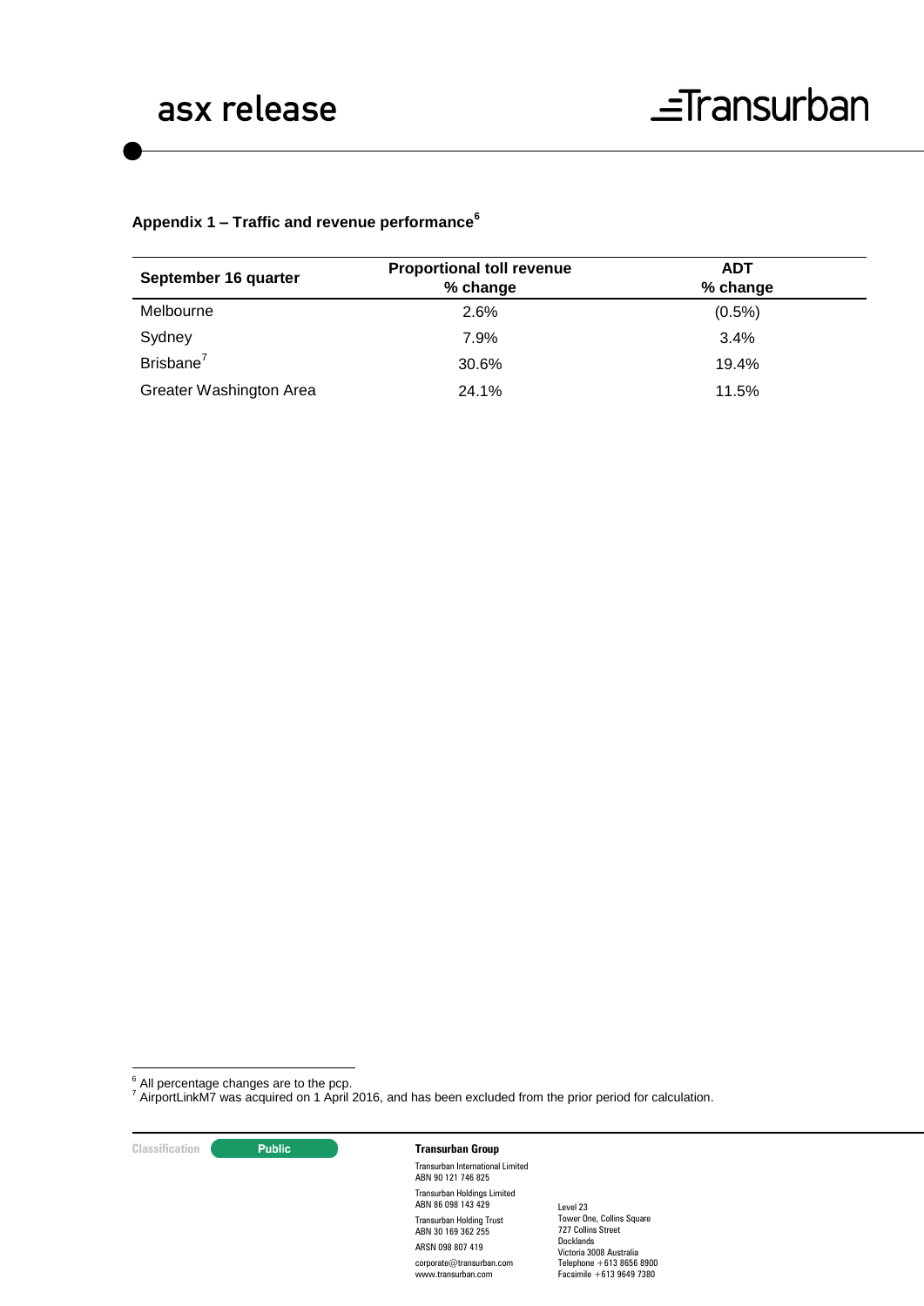### Appendix 1 – Traffic and revenue performance[6]

| September 16 quarter | Proportional toll revenue % change | ADT % change |
|---|---|---|
| Melbourne | 2.6% | (0.5%) |
| Sydney | 7.9% | 3.4% |
| Brisbane[7] | 30.6% | 19.4% |
| Greater Washington Area | 24.1% | 11.5% |

[6] All percentage changes are to the pcp.
[7] AirportLinkM7 was acquired on 1 April 2016, and has been excluded from the prior period for calculation.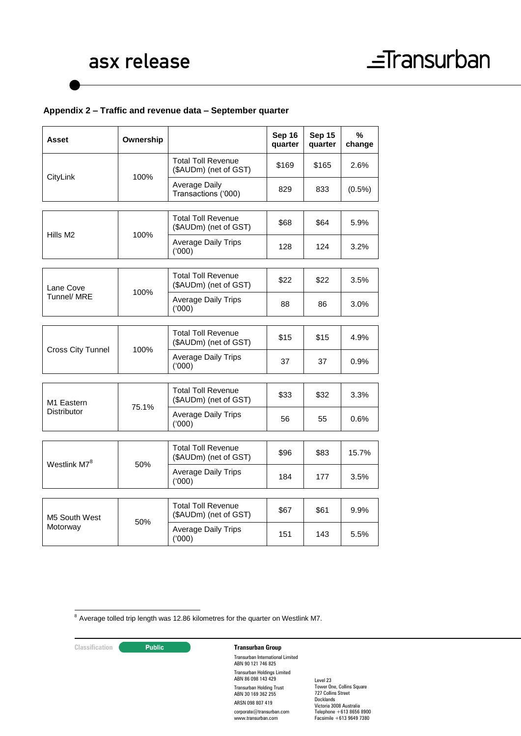## Appendix 2 – Traffic and revenue data – September quarter

| Asset | Ownership | | Sep 16 quarter | Sep 15 quarter | % change |
|---|---|---|---|---|---|
| CityLink | 100% | Total Toll Revenue ($AUDm) (net of GST) | $169 | $165 | 2.6% |
| | | Average Daily Transactions ('000) | 829 | 833 | (0.5%) |
| Hills M2 | 100% | Total Toll Revenue ($AUDm) (net of GST) | $68 | $64 | 5.9% |
| | | Average Daily Trips ('000) | 128 | 124 | 3.2% |
| Lane Cove Tunnel/ MRE | 100% | Total Toll Revenue ($AUDm) (net of GST) | $22 | $22 | 3.5% |
| | | Average Daily Trips ('000) | 88 | 86 | 3.0% |
| Cross City Tunnel | 100% | Total Toll Revenue ($AUDm) (net of GST) | $15 | $15 | 4.9% |
| | | Average Daily Trips ('000) | 37 | 37 | 0.9% |
| M1 Eastern Distributor | 75.1% | Total Toll Revenue ($AUDm) (net of GST) | $33 | $32 | 3.3% |
| | | Average Daily Trips ('000) | 56 | 55 | 0.6% |
| Westlink M7[8] | 50% | Total Toll Revenue ($AUDm) (net of GST) | $96 | $83 | 15.7% |
| | | Average Daily Trips ('000) | 184 | 177 | 3.5% |
| M5 South West Motorway | 50% | Total Toll Revenue ($AUDm) (net of GST) | $67 | $61 | 9.9% |
| | | Average Daily Trips ('000) | 151 | 143 | 5.5% |

[8] Average tolled trip length was 12.86 kilometres for the quarter on Westlink M7.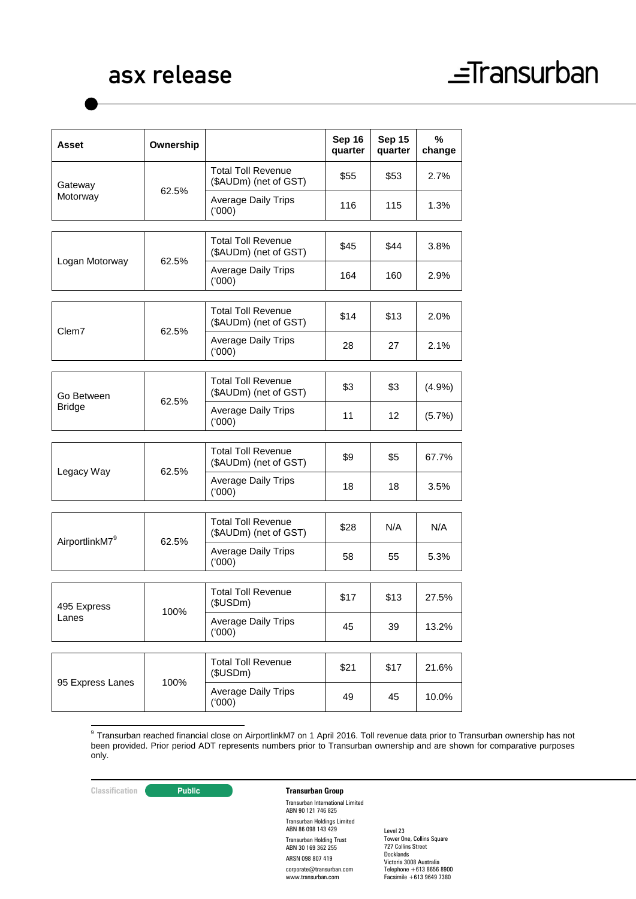| Asset | Ownership | | Sep 16 quarter | Sep 15 quarter | % change |
|---|---|---|---|---|---|
| Gateway Motorway | 62.5% | Total Toll Revenue ($AUDm) (net of GST) | $55 | $53 | 2.7% |
| | | Average Daily Trips ('000) | 116 | 115 | 1.3% |
| Logan Motorway | 62.5% | Total Toll Revenue ($AUDm) (net of GST) | $45 | $44 | 3.8% |
| | | Average Daily Trips ('000) | 164 | 160 | 2.9% |
| Clem7 | 62.5% | Total Toll Revenue ($AUDm) (net of GST) | $14 | $13 | 2.0% |
| | | Average Daily Trips ('000) | 28 | 27 | 2.1% |
| Go Between Bridge | 62.5% | Total Toll Revenue ($AUDm) (net of GST) | $3 | $3 | (4.9%) |
| | | Average Daily Trips ('000) | 11 | 12 | (5.7%) |
| Legacy Way | 62.5% | Total Toll Revenue ($AUDm) (net of GST) | $9 | $5 | 67.7% |
| | | Average Daily Trips ('000) | 18 | 18 | 3.5% |
| AirportlinkM7[9] | 62.5% | Total Toll Revenue ($AUDm) (net of GST) | $28 | N/A | N/A |
| | | Average Daily Trips ('000) | 58 | 55 | 5.3% |
| 495 Express Lanes | 100% | Total Toll Revenue ($USDm) | $17 | $13 | 27.5% |
| | | Average Daily Trips ('000) | 45 | 39 | 13.2% |
| 95 Express Lanes | 100% | Total Toll Revenue ($USDm) | $21 | $17 | 21.6% |
| | | Average Daily Trips ('000) | 49 | 45 | 10.0% |

[9] Transurban reached financial close on AirportlinkM7 on 1 April 2016. Toll revenue data prior to Transurban ownership has not been provided. Prior period ADT represents numbers prior to Transurban ownership and are shown for comparative purposes only.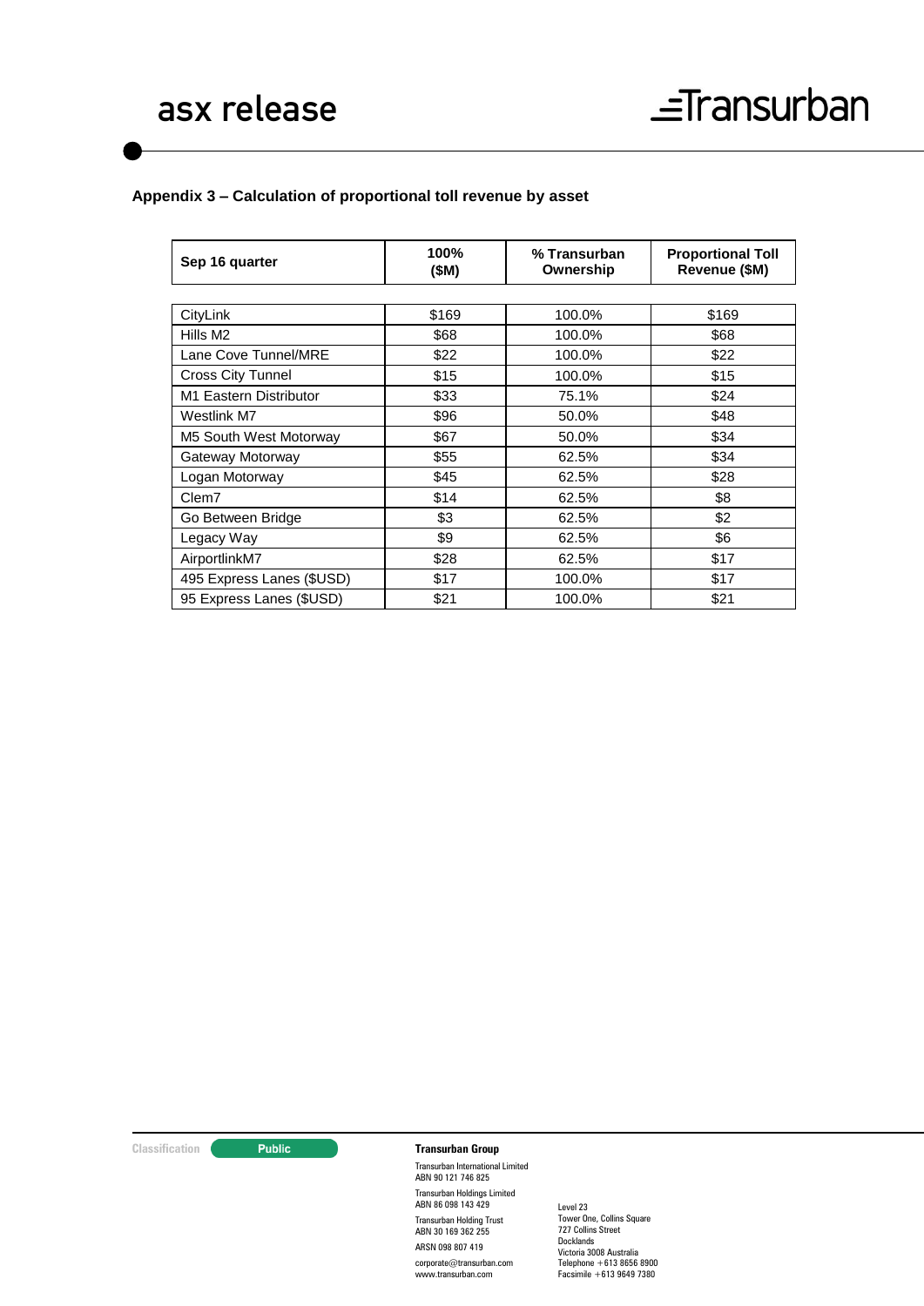## Appendix 3 – Calculation of proportional toll revenue by asset

| Sep 16 quarter | 100% ($M) | % Transurban Ownership | Proportional Toll Revenue ($M) |
|---|---|---|---|
| CityLink | $169 | 100.0% | $169 |
| Hills M2 | $68 | 100.0% | $68 |
| Lane Cove Tunnel/MRE | $22 | 100.0% | $22 |
| Cross City Tunnel | $15 | 100.0% | $15 |
| M1 Eastern Distributor | $33 | 75.1% | $24 |
| Westlink M7 | $96 | 50.0% | $48 |
| M5 South West Motorway | $67 | 50.0% | $34 |
| Gateway Motorway | $55 | 62.5% | $34 |
| Logan Motorway | $45 | 62.5% | $28 |
| Clem7 | $14 | 62.5% | $8 |
| Go Between Bridge | $3 | 62.5% | $2 |
| Legacy Way | $9 | 62.5% | $6 |
| AirportlinkM7 | $28 | 62.5% | $17 |
| 495 Express Lanes ($USD) | $17 | 100.0% | $17 |
| 95 Express Lanes ($USD) | $21 | 100.0% | $21 |